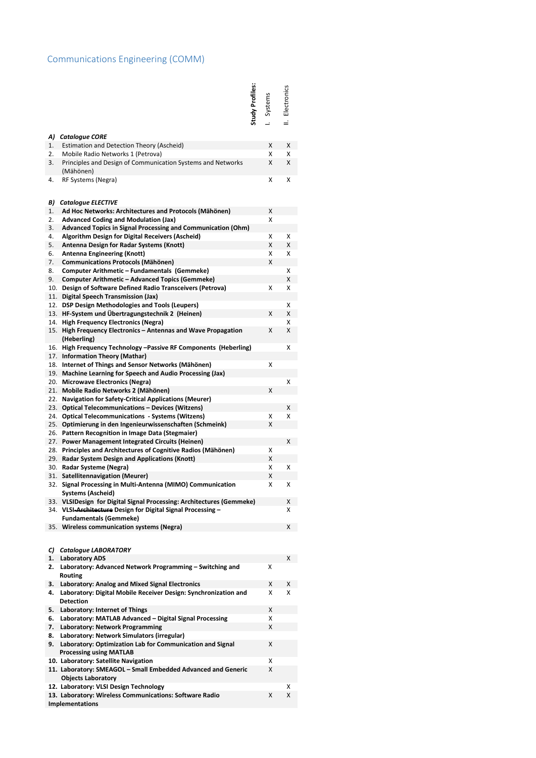## Communications Engineering (COMM)

| | | Study Profiles: I. Systems | II. Electronics |
|---|---|---|---|
| ***A)*** | ***Catalogue CORE*** | | |
| 1. | Estimation and Detection Theory (Ascheid) | X | X |
| 2. | Mobile Radio Networks 1 (Petrova) | X | X |
| 3. | Principles and Design of Communication Systems and Networks (Mähönen) | X | X |
| 4. | RF Systems (Negra) | X | X |
| ***B)*** | ***Catalogue ELECTIVE*** | | |
| 1. | **Ad Hoc Networks: Architectures and Protocols (Mähönen)** | X | |
| 2. | **Advanced Coding and Modulation (Jax)** | X | |
| 3. | **Advanced Topics in Signal Processing and Communication (Ohm)** | | |
| 4. | **Algorithm Design for Digital Receivers (Ascheid)** | X | X |
| 5. | **Antenna Design for Radar Systems (Knott)** | X | X |
| 6. | **Antenna Engineering (Knott)** | X | X |
| 7. | **Communications Protocols (Mähönen)** | X | |
| 8. | **Computer Arithmetic – Fundamentals (Gemmeke)** | | X |
| 9. | **Computer Arithmetic – Advanced Topics (Gemmeke)** | | X |
| 10. | **Design of Software Defined Radio Transceivers (Petrova)** | X | X |
| 11. | **Digital Speech Transmission (Jax)** | | |
| 12. | **DSP Design Methodologies and Tools (Leupers)** | | X |
| 13. | **HF-System und Übertragungstechnik 2 (Heinen)** | X | X |
| 14. | **High Frequency Electronics (Negra)** | | X |
| 15. | **High Frequency Electronics – Antennas and Wave Propagation (Heberling)** | X | X |
| 16. | **High Frequency Technology –Passive RF Components (Heberling)** | | X |
| 17. | **Information Theory (Mathar)** | | |
| 18. | **Internet of Things and Sensor Networks (Mähönen)** | X | |
| 19. | **Machine Learning for Speech and Audio Processing (Jax)** | | |
| 20. | **Microwave Electronics (Negra)** | | X |
| 21. | **Mobile Radio Networks 2 (Mähönen)** | X | |
| 22. | **Navigation for Safety-Critical Applications (Meurer)** | | |
| 23. | **Optical Telecommunications – Devices (Witzens)** | | X |
| 24. | **Optical Telecommunications - Systems (Witzens)** | X | X |
| 25. | **Optimierung in den Ingenieurwissenschaften (Schmeink)** | X | |
| 26. | **Pattern Recognition in Image Data (Stegmaier)** | | |
| 27. | **Power Management Integrated Circuits (Heinen)** | | X |
| 28. | **Principles and Architectures of Cognitive Radios (Mähönen)** | X | |
| 29. | **Radar System Design and Applications (Knott)** | X | |
| 30. | **Radar Systeme (Negra)** | X | X |
| 31. | **Satellitennavigation (Meurer)** | X | |
| 32. | **Signal Processing in Multi-Antenna (MIMO) Communication Systems (Ascheid)** | X | X |
| 33. | **VLSIDesign for Digital Signal Processing: Architectures (Gemmeke)** | | X |
| 34. | **VLSI ~~Architecture~~ Design for Digital Signal Processing – Fundamentals (Gemmeke)** | | X |
| 35. | **Wireless communication systems (Negra)** | | X |
| ***C)*** | ***Catalogue LABORATORY*** | | |
| **1.** | **Laboratory ADS** | | X |
| **2.** | **Laboratory: Advanced Network Programming – Switching and Routing** | X | |
| **3.** | **Laboratory: Analog and Mixed Signal Electronics** | X | X |
| **4.** | **Laboratory: Digital Mobile Receiver Design: Synchronization and Detection** | X | X |
| **5.** | **Laboratory: Internet of Things** | X | |
| **6.** | **Laboratory: MATLAB Advanced – Digital Signal Processing** | X | |
| **7.** | **Laboratory: Network Programming** | X | |
| **8.** | **Laboratory: Network Simulators (irregular)** | | |
| **9.** | **Laboratory: Optimization Lab for Communication and Signal Processing using MATLAB** | X | |
| **10.** | **Laboratory: Satellite Navigation** | X | |
| **11.** | **Laboratory: SMEAGOL – Small Embedded Advanced and Generic Objects Laboratory** | X | |
| **12.** | **Laboratory: VLSI Design Technology** | | X |
| **13.** | **Laboratory: Wireless Communications: Software Radio Implementations** | X | X |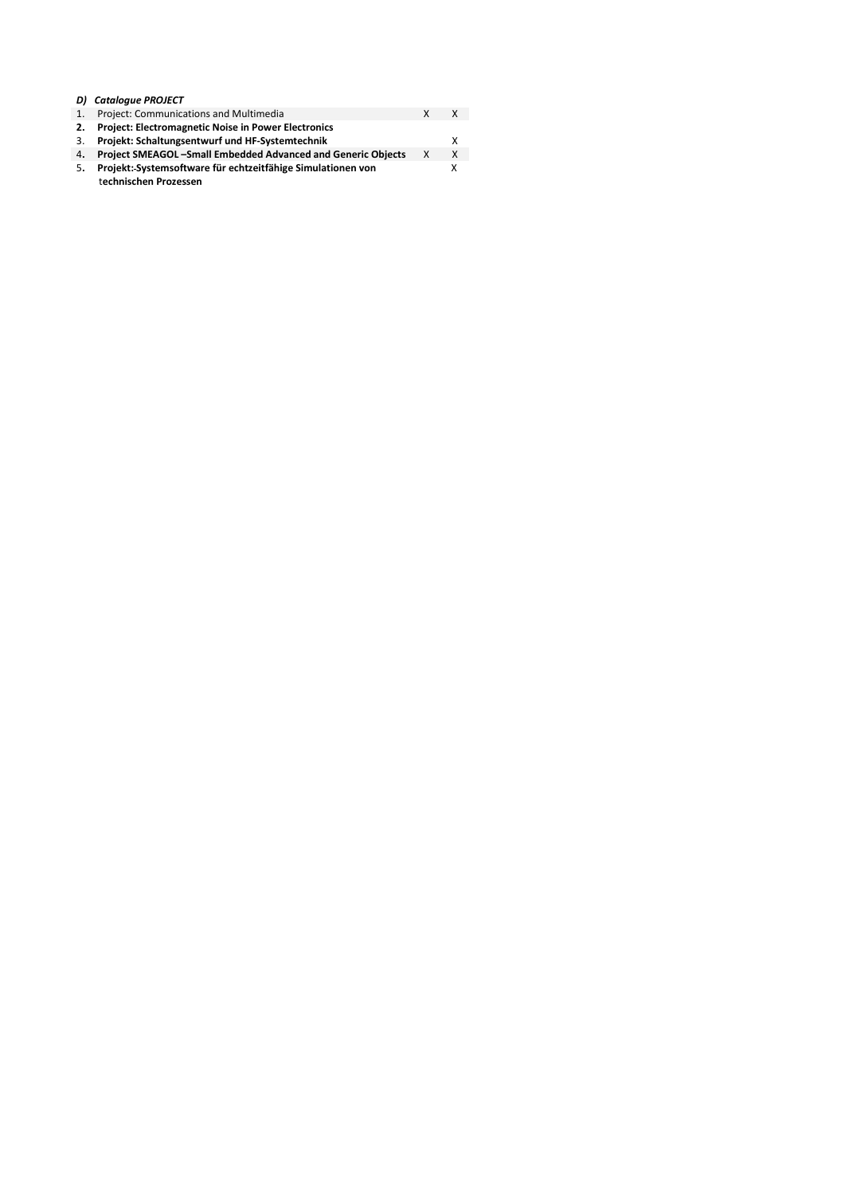***D) Catalogue PROJECT***

| | | | |
|---|---|---|---|
| 1. | Project: Communications and Multimedia | X | X |
| **2.** | **Project: Electromagnetic Noise in Power Electronics** | | |
| 3. | **Projekt: Schaltungsentwurf und HF-Systemtechnik** | | X |
| 4. | **Project SMEAGOL –Small Embedded Advanced and Generic Objects** | X | X |
| 5. | **Projekt:-Systemsoftware für echtzeitfähige Simulationen von technischen Prozessen** | | X |